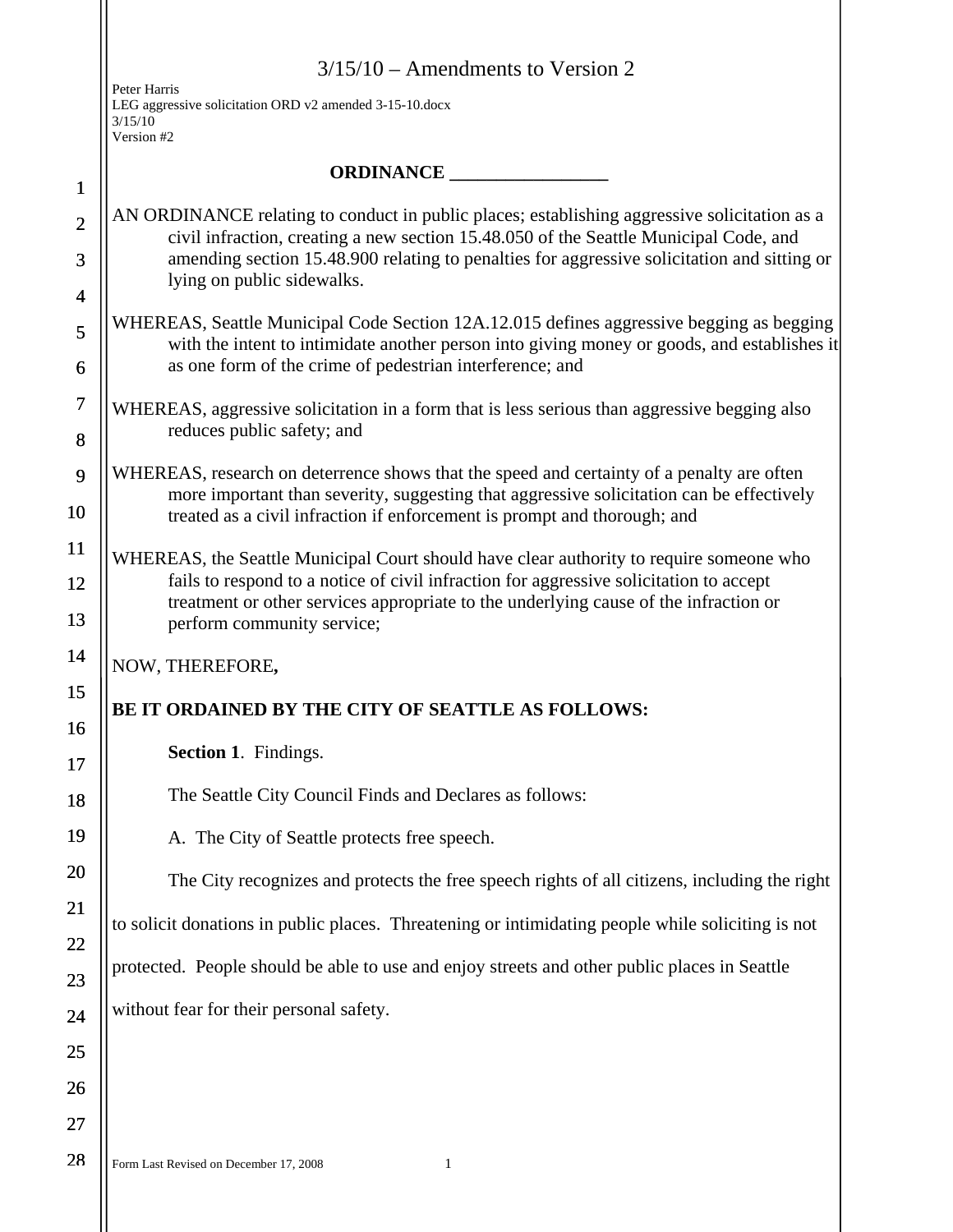3/15/10 – Amendments to Version 2

Peter Harris
LEG aggressive solicitation ORD v2 amended 3-15-10.docx
3/15/10
Version #2

**ORDINANCE _________________**

AN ORDINANCE relating to conduct in public places; establishing aggressive solicitation as a civil infraction, creating a new section 15.48.050 of the Seattle Municipal Code, and amending section 15.48.900 relating to penalties for aggressive solicitation and sitting or lying on public sidewalks.

WHEREAS, Seattle Municipal Code Section 12A.12.015 defines aggressive begging as begging with the intent to intimidate another person into giving money or goods, and establishes it as one form of the crime of pedestrian interference; and

WHEREAS, aggressive solicitation in a form that is less serious than aggressive begging also reduces public safety; and

WHEREAS, research on deterrence shows that the speed and certainty of a penalty are often more important than severity, suggesting that aggressive solicitation can be effectively treated as a civil infraction if enforcement is prompt and thorough; and

WHEREAS, the Seattle Municipal Court should have clear authority to require someone who fails to respond to a notice of civil infraction for aggressive solicitation to accept treatment or other services appropriate to the underlying cause of the infraction or perform community service;

NOW, THEREFORE**,**

**BE IT ORDAINED BY THE CITY OF SEATTLE AS FOLLOWS:**

**Section 1**. Findings.

The Seattle City Council Finds and Declares as follows:

A. The City of Seattle protects free speech.

The City recognizes and protects the free speech rights of all citizens, including the right to solicit donations in public places. Threatening or intimidating people while soliciting is not protected. People should be able to use and enjoy streets and other public places in Seattle without fear for their personal safety.

Form Last Revised on December 17, 2008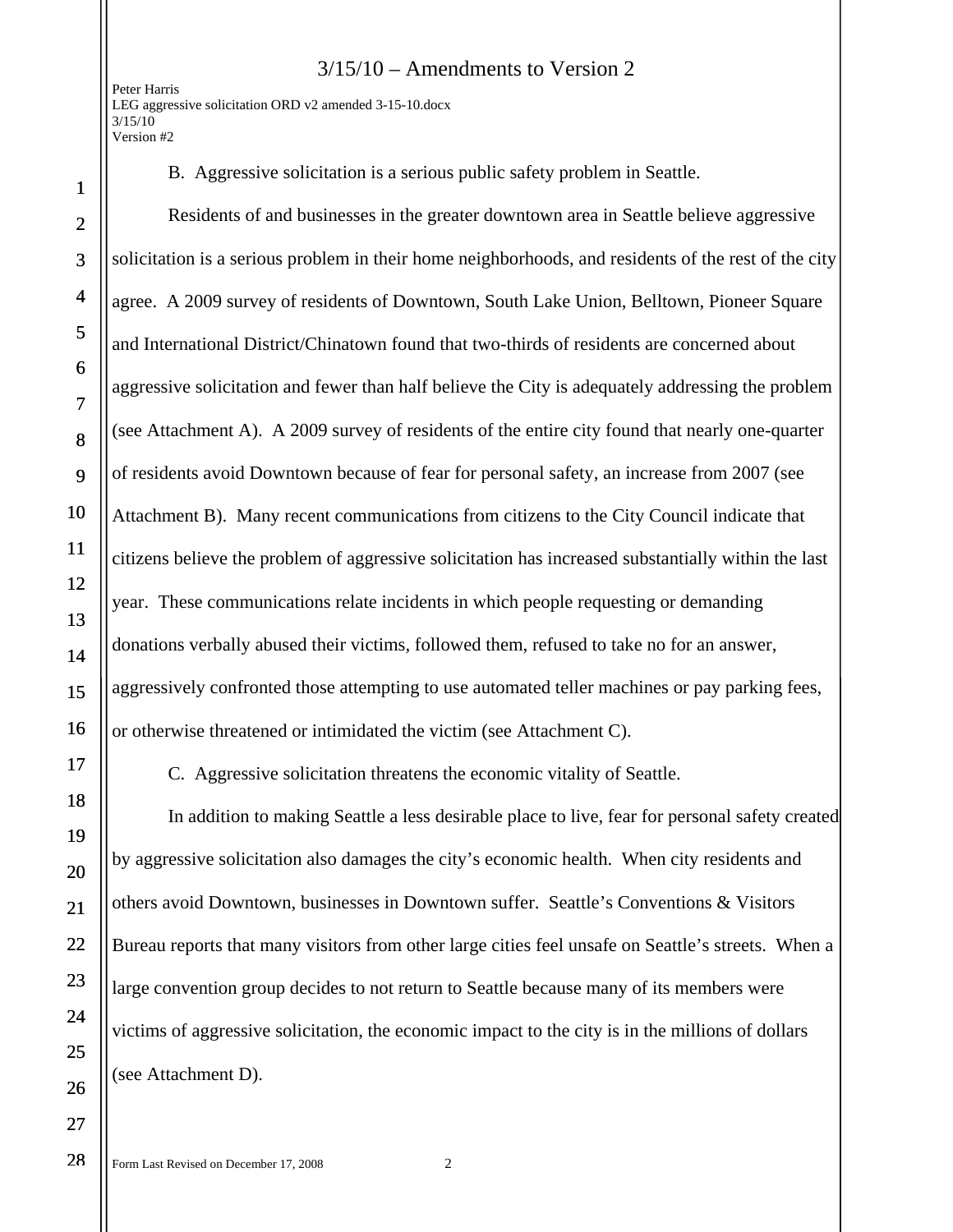B. Aggressive solicitation is a serious public safety problem in Seattle.

Residents of and businesses in the greater downtown area in Seattle believe aggressive solicitation is a serious problem in their home neighborhoods, and residents of the rest of the city agree. A 2009 survey of residents of Downtown, South Lake Union, Belltown, Pioneer Square and International District/Chinatown found that two-thirds of residents are concerned about aggressive solicitation and fewer than half believe the City is adequately addressing the problem (see Attachment A). A 2009 survey of residents of the entire city found that nearly one-quarter of residents avoid Downtown because of fear for personal safety, an increase from 2007 (see Attachment B). Many recent communications from citizens to the City Council indicate that citizens believe the problem of aggressive solicitation has increased substantially within the last year. These communications relate incidents in which people requesting or demanding donations verbally abused their victims, followed them, refused to take no for an answer, aggressively confronted those attempting to use automated teller machines or pay parking fees, or otherwise threatened or intimidated the victim (see Attachment C).

C. Aggressive solicitation threatens the economic vitality of Seattle.

In addition to making Seattle a less desirable place to live, fear for personal safety created by aggressive solicitation also damages the city's economic health. When city residents and others avoid Downtown, businesses in Downtown suffer. Seattle's Conventions & Visitors Bureau reports that many visitors from other large cities feel unsafe on Seattle's streets. When a large convention group decides to not return to Seattle because many of its members were victims of aggressive solicitation, the economic impact to the city is in the millions of dollars (see Attachment D).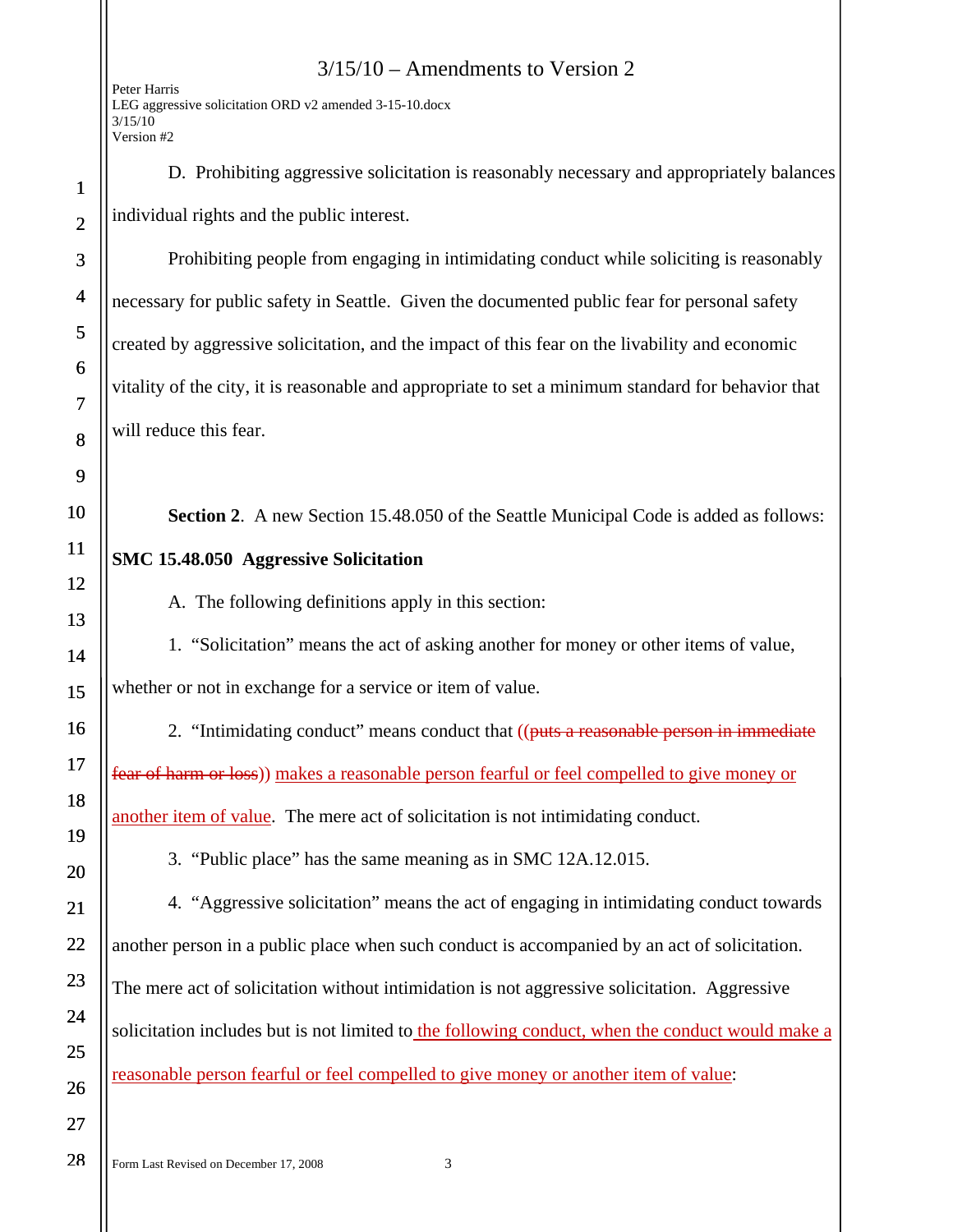D. Prohibiting aggressive solicitation is reasonably necessary and appropriately balances individual rights and the public interest.

Prohibiting people from engaging in intimidating conduct while soliciting is reasonably necessary for public safety in Seattle. Given the documented public fear for personal safety created by aggressive solicitation, and the impact of this fear on the livability and economic vitality of the city, it is reasonable and appropriate to set a minimum standard for behavior that will reduce this fear.

**Section 2**. A new Section 15.48.050 of the Seattle Municipal Code is added as follows:

**SMC 15.48.050 Aggressive Solicitation**

A. The following definitions apply in this section:

1. "Solicitation" means the act of asking another for money or other items of value, whether or not in exchange for a service or item of value.

2. "Intimidating conduct" means conduct that ((~~puts a reasonable person in immediate fear of harm or loss~~)) <u>makes a reasonable person fearful or feel compelled to give money or another item of value</u>. The mere act of solicitation is not intimidating conduct.

3. "Public place" has the same meaning as in SMC 12A.12.015.

4. "Aggressive solicitation" means the act of engaging in intimidating conduct towards another person in a public place when such conduct is accompanied by an act of solicitation. The mere act of solicitation without intimidation is not aggressive solicitation. Aggressive solicitation includes but is not limited to <u>the following conduct, when the conduct would make a reasonable person fearful or feel compelled to give money or another item of value</u>: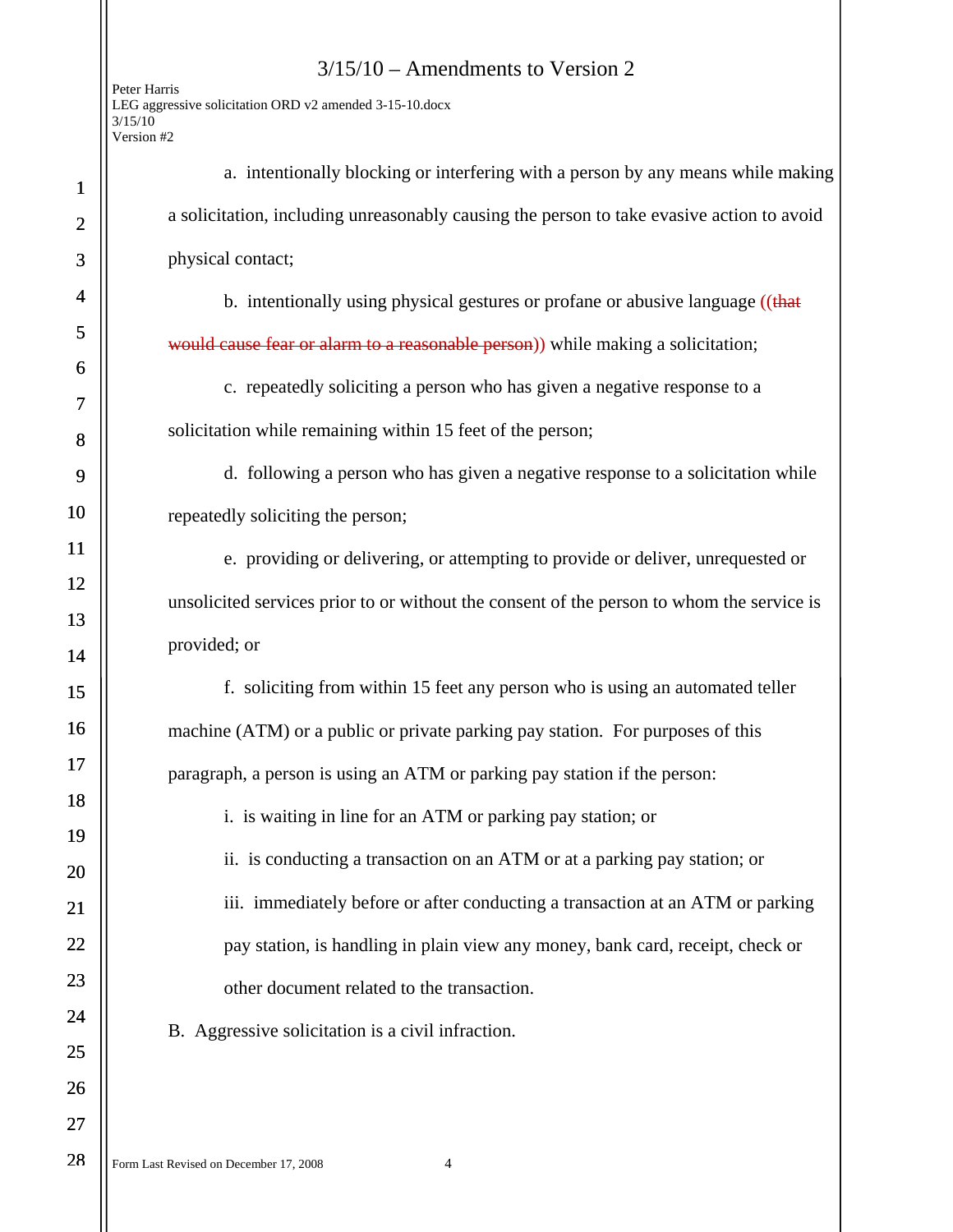a. intentionally blocking or interfering with a person by any means while making a solicitation, including unreasonably causing the person to take evasive action to avoid physical contact;

b. intentionally using physical gestures or profane or abusive language ((~~that would cause fear or alarm to a reasonable person~~)) while making a solicitation;

c. repeatedly soliciting a person who has given a negative response to a solicitation while remaining within 15 feet of the person;

d. following a person who has given a negative response to a solicitation while repeatedly soliciting the person;

e. providing or delivering, or attempting to provide or deliver, unrequested or unsolicited services prior to or without the consent of the person to whom the service is provided; or

f. soliciting from within 15 feet any person who is using an automated teller machine (ATM) or a public or private parking pay station. For purposes of this paragraph, a person is using an ATM or parking pay station if the person:

i. is waiting in line for an ATM or parking pay station; or

ii. is conducting a transaction on an ATM or at a parking pay station; or

iii. immediately before or after conducting a transaction at an ATM or parking pay station, is handling in plain view any money, bank card, receipt, check or other document related to the transaction.

B. Aggressive solicitation is a civil infraction.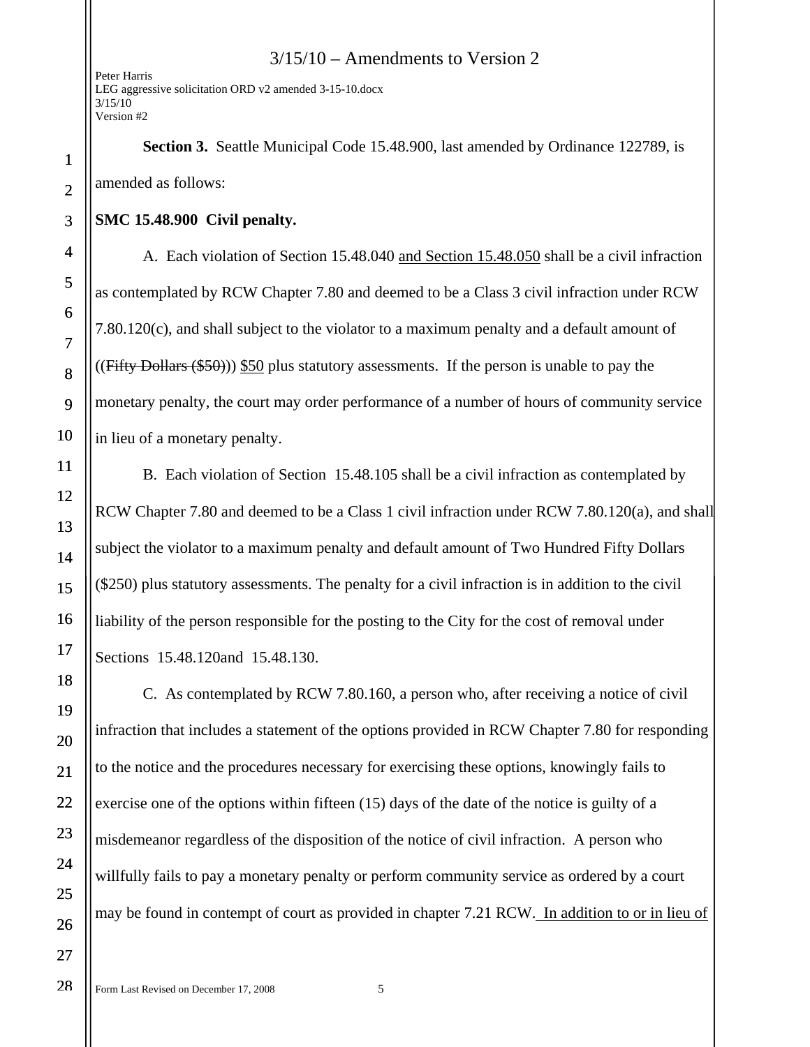**Section 3.** Seattle Municipal Code 15.48.900, last amended by Ordinance 122789, is amended as follows:

**SMC 15.48.900 Civil penalty.**

A. Each violation of Section 15.48.040 <u>and Section 15.48.050</u> shall be a civil infraction as contemplated by RCW Chapter 7.80 and deemed to be a Class 3 civil infraction under RCW 7.80.120(c), and shall subject to the violator to a maximum penalty and a default amount of ((~~Fifty Dollars ($50)~~)) <u>$50</u> plus statutory assessments. If the person is unable to pay the monetary penalty, the court may order performance of a number of hours of community service in lieu of a monetary penalty.

B. Each violation of Section 15.48.105 shall be a civil infraction as contemplated by RCW Chapter 7.80 and deemed to be a Class 1 civil infraction under RCW 7.80.120(a), and shall subject the violator to a maximum penalty and default amount of Two Hundred Fifty Dollars ($250) plus statutory assessments. The penalty for a civil infraction is in addition to the civil liability of the person responsible for the posting to the City for the cost of removal under Sections 15.48.120and 15.48.130.

C. As contemplated by RCW 7.80.160, a person who, after receiving a notice of civil infraction that includes a statement of the options provided in RCW Chapter 7.80 for responding to the notice and the procedures necessary for exercising these options, knowingly fails to exercise one of the options within fifteen (15) days of the date of the notice is guilty of a misdemeanor regardless of the disposition of the notice of civil infraction. A person who willfully fails to pay a monetary penalty or perform community service as ordered by a court may be found in contempt of court as provided in chapter 7.21 RCW. <u>In addition to or in lieu of</u>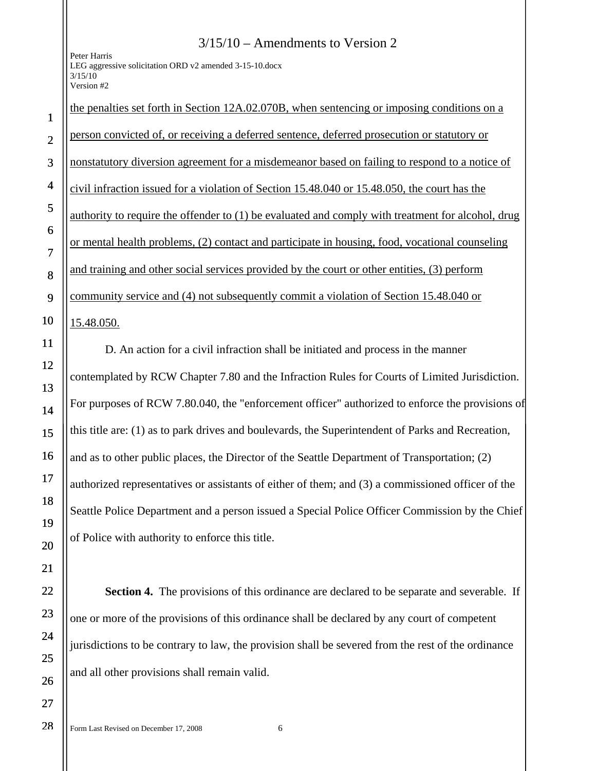<u>the penalties set forth in Section 12A.02.070B, when sentencing or imposing conditions on a person convicted of, or receiving a deferred sentence, deferred prosecution or statutory or nonstatutory diversion agreement for a misdemeanor based on failing to respond to a notice of civil infraction issued for a violation of Section 15.48.040 or 15.48.050, the court has the authority to require the offender to (1) be evaluated and comply with treatment for alcohol, drug or mental health problems, (2) contact and participate in housing, food, vocational counseling and training and other social services provided by the court or other entities, (3) perform community service and (4) not subsequently commit a violation of Section 15.48.040 or 15.48.050.</u>

D. An action for a civil infraction shall be initiated and process in the manner contemplated by RCW Chapter 7.80 and the Infraction Rules for Courts of Limited Jurisdiction. For purposes of RCW 7.80.040, the "enforcement officer" authorized to enforce the provisions of this title are: (1) as to park drives and boulevards, the Superintendent of Parks and Recreation, and as to other public places, the Director of the Seattle Department of Transportation; (2) authorized representatives or assistants of either of them; and (3) a commissioned officer of the Seattle Police Department and a person issued a Special Police Officer Commission by the Chief of Police with authority to enforce this title.

**Section 4.** The provisions of this ordinance are declared to be separate and severable. If one or more of the provisions of this ordinance shall be declared by any court of competent jurisdictions to be contrary to law, the provision shall be severed from the rest of the ordinance and all other provisions shall remain valid.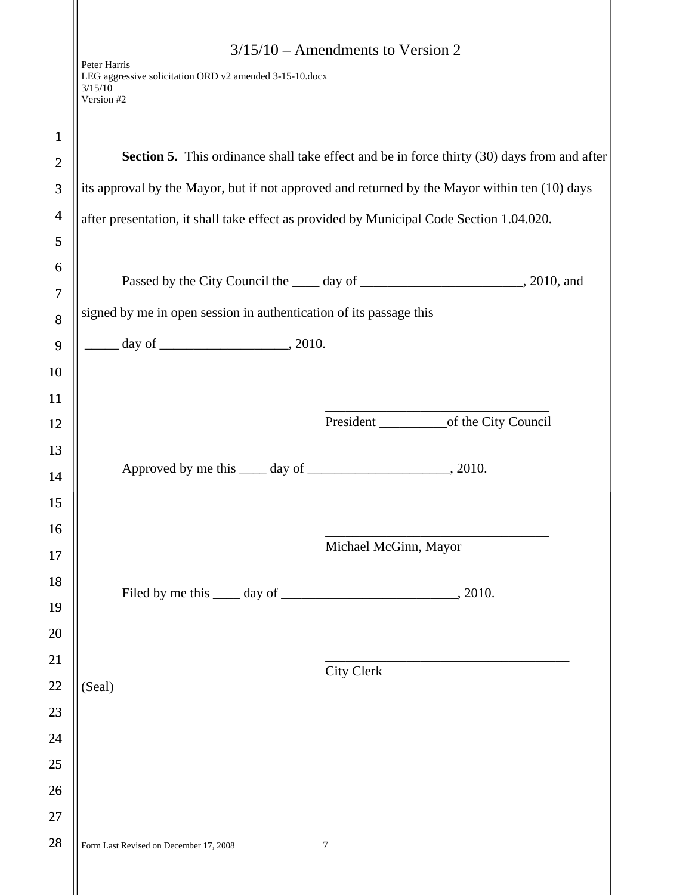3/15/10 – Amendments to Version 2

Peter Harris
LEG aggressive solicitation ORD v2 amended 3-15-10.docx
3/15/10
Version #2

**Section 5.** This ordinance shall take effect and be in force thirty (30) days from and after its approval by the Mayor, but if not approved and returned by the Mayor within ten (10) days after presentation, it shall take effect as provided by Municipal Code Section 1.04.020.

Passed by the City Council the ____ day of ________________________, 2010, and signed by me in open session in authentication of its passage this

_____ day of ___________________, 2010.

_________________________________
President __________of the City Council

Approved by me this ____ day of _____________________, 2010.

_________________________________
Michael McGinn, Mayor

Filed by me this ____ day of __________________________, 2010.

____________________________________
City Clerk

(Seal)

Form Last Revised on December 17, 2008